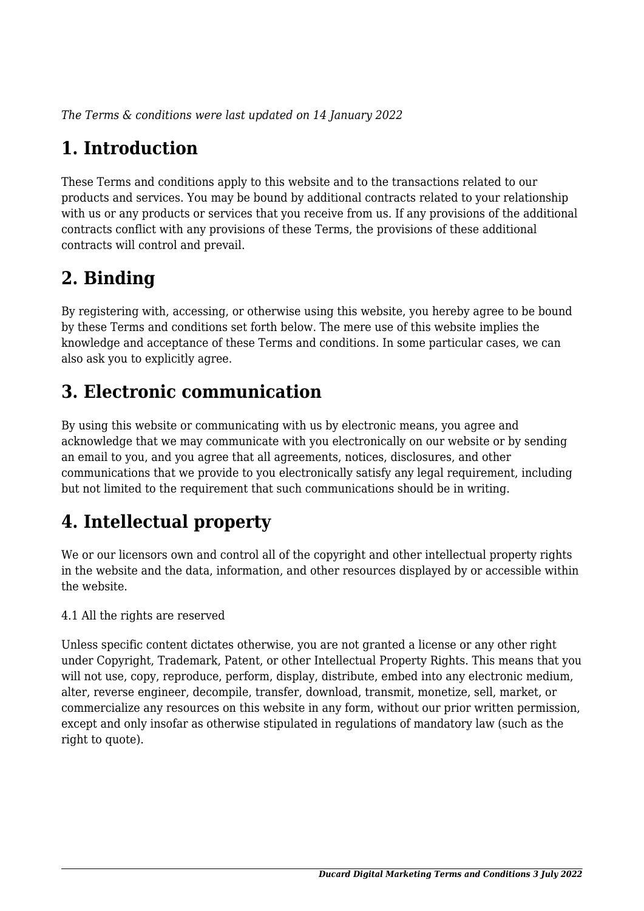*The Terms & conditions were last updated on 14 January 2022*

# 1. Introduction

These Terms and conditions apply to this website and to the transactions related to our products and services. You may be bound by additional contracts related to your relationship with us or any products or services that you receive from us. If any provisions of the additional contracts conflict with any provisions of these Terms, the provisions of these additional contracts will control and prevail.

# 2. Binding

By registering with, accessing, or otherwise using this website, you hereby agree to be bound by these Terms and conditions set forth below. The mere use of this website implies the knowledge and acceptance of these Terms and conditions. In some particular cases, we can also ask you to explicitly agree.

# 3. Electronic communication

By using this website or communicating with us by electronic means, you agree and acknowledge that we may communicate with you electronically on our website or by sending an email to you, and you agree that all agreements, notices, disclosures, and other communications that we provide to you electronically satisfy any legal requirement, including but not limited to the requirement that such communications should be in writing.

# 4. Intellectual property

We or our licensors own and control all of the copyright and other intellectual property rights in the website and the data, information, and other resources displayed by or accessible within the website.

4.1 All the rights are reserved

Unless specific content dictates otherwise, you are not granted a license or any other right under Copyright, Trademark, Patent, or other Intellectual Property Rights. This means that you will not use, copy, reproduce, perform, display, distribute, embed into any electronic medium, alter, reverse engineer, decompile, transfer, download, transmit, monetize, sell, market, or commercialize any resources on this website in any form, without our prior written permission, except and only insofar as otherwise stipulated in regulations of mandatory law (such as the right to quote).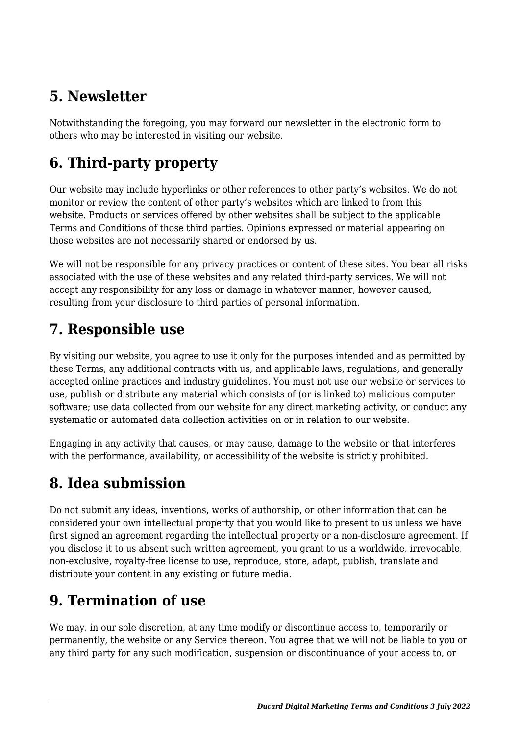## 5. Newsletter

Notwithstanding the foregoing, you may forward our newsletter in the electronic form to others who may be interested in visiting our website.

## 6. Third-party property

Our website may include hyperlinks or other references to other party's websites. We do not monitor or review the content of other party's websites which are linked to from this website. Products or services offered by other websites shall be subject to the applicable Terms and Conditions of those third parties. Opinions expressed or material appearing on those websites are not necessarily shared or endorsed by us.

We will not be responsible for any privacy practices or content of these sites. You bear all risks associated with the use of these websites and any related third-party services. We will not accept any responsibility for any loss or damage in whatever manner, however caused, resulting from your disclosure to third parties of personal information.

## 7. Responsible use

By visiting our website, you agree to use it only for the purposes intended and as permitted by these Terms, any additional contracts with us, and applicable laws, regulations, and generally accepted online practices and industry guidelines. You must not use our website or services to use, publish or distribute any material which consists of (or is linked to) malicious computer software; use data collected from our website for any direct marketing activity, or conduct any systematic or automated data collection activities on or in relation to our website.

Engaging in any activity that causes, or may cause, damage to the website or that interferes with the performance, availability, or accessibility of the website is strictly prohibited.

## 8. Idea submission

Do not submit any ideas, inventions, works of authorship, or other information that can be considered your own intellectual property that you would like to present to us unless we have first signed an agreement regarding the intellectual property or a non-disclosure agreement. If you disclose it to us absent such written agreement, you grant to us a worldwide, irrevocable, non-exclusive, royalty-free license to use, reproduce, store, adapt, publish, translate and distribute your content in any existing or future media.

## 9. Termination of use

We may, in our sole discretion, at any time modify or discontinue access to, temporarily or permanently, the website or any Service thereon. You agree that we will not be liable to you or any third party for any such modification, suspension or discontinuance of your access to, or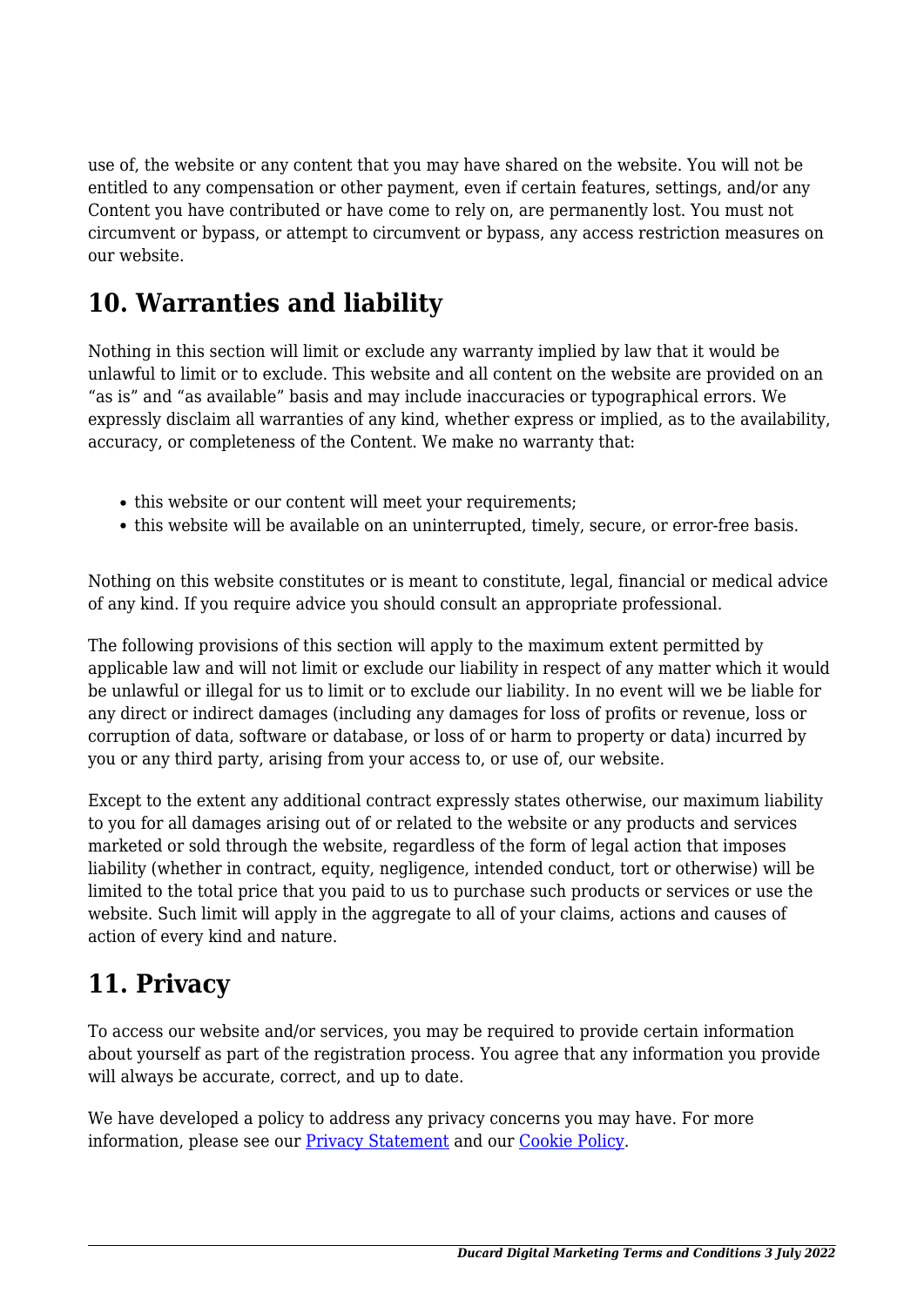use of, the website or any content that you may have shared on the website. You will not be entitled to any compensation or other payment, even if certain features, settings, and/or any Content you have contributed or have come to rely on, are permanently lost. You must not circumvent or bypass, or attempt to circumvent or bypass, any access restriction measures on our website.

## 10. Warranties and liability

Nothing in this section will limit or exclude any warranty implied by law that it would be unlawful to limit or to exclude. This website and all content on the website are provided on an "as is" and "as available" basis and may include inaccuracies or typographical errors. We expressly disclaim all warranties of any kind, whether express or implied, as to the availability, accuracy, or completeness of the Content. We make no warranty that:

- this website or our content will meet your requirements;
- this website will be available on an uninterrupted, timely, secure, or error-free basis.

Nothing on this website constitutes or is meant to constitute, legal, financial or medical advice of any kind. If you require advice you should consult an appropriate professional.

The following provisions of this section will apply to the maximum extent permitted by applicable law and will not limit or exclude our liability in respect of any matter which it would be unlawful or illegal for us to limit or to exclude our liability. In no event will we be liable for any direct or indirect damages (including any damages for loss of profits or revenue, loss or corruption of data, software or database, or loss of or harm to property or data) incurred by you or any third party, arising from your access to, or use of, our website.

Except to the extent any additional contract expressly states otherwise, our maximum liability to you for all damages arising out of or related to the website or any products and services marketed or sold through the website, regardless of the form of legal action that imposes liability (whether in contract, equity, negligence, intended conduct, tort or otherwise) will be limited to the total price that you paid to us to purchase such products or services or use the website. Such limit will apply in the aggregate to all of your claims, actions and causes of action of every kind and nature.

## 11. Privacy

To access our website and/or services, you may be required to provide certain information about yourself as part of the registration process. You agree that any information you provide will always be accurate, correct, and up to date.

We have developed a policy to address any privacy concerns you may have. For more information, please see our Privacy Statement and our Cookie Policy.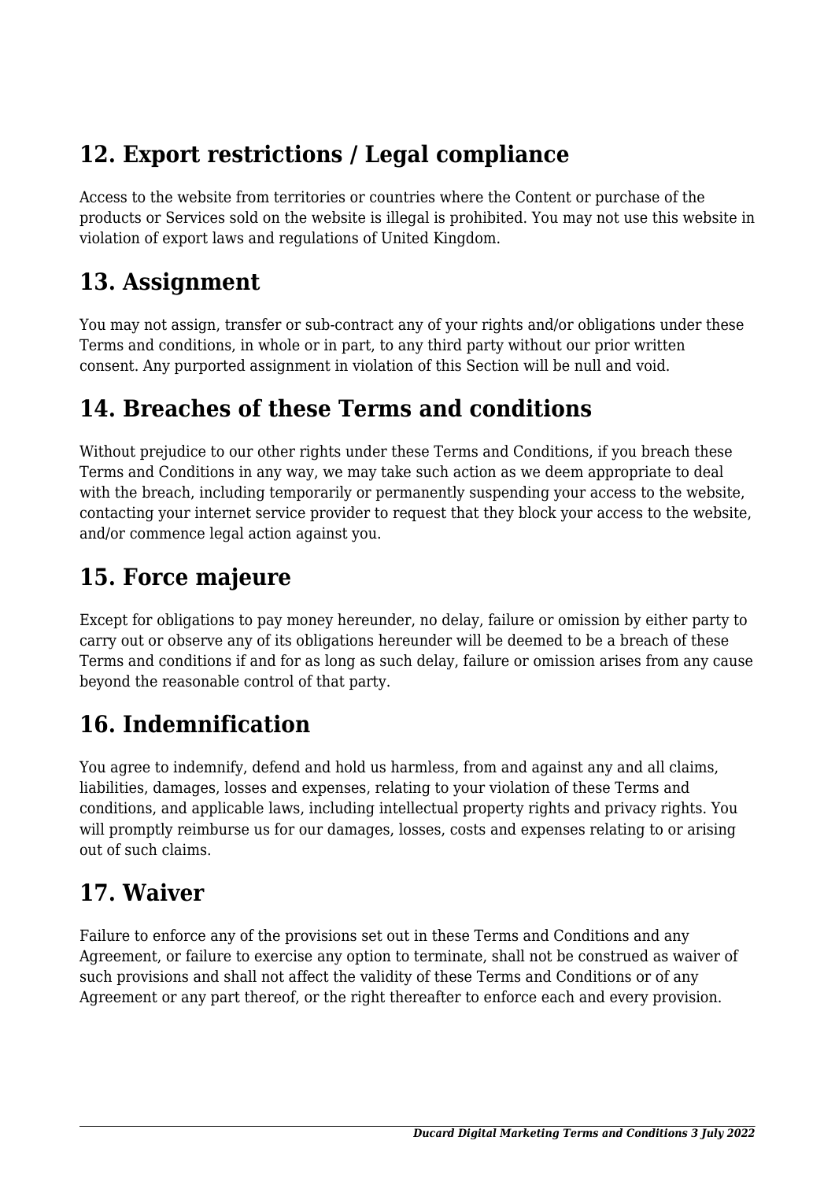## 12. Export restrictions / Legal compliance

Access to the website from territories or countries where the Content or purchase of the products or Services sold on the website is illegal is prohibited. You may not use this website in violation of export laws and regulations of United Kingdom.

## 13. Assignment

You may not assign, transfer or sub-contract any of your rights and/or obligations under these Terms and conditions, in whole or in part, to any third party without our prior written consent. Any purported assignment in violation of this Section will be null and void.

## 14. Breaches of these Terms and conditions

Without prejudice to our other rights under these Terms and Conditions, if you breach these Terms and Conditions in any way, we may take such action as we deem appropriate to deal with the breach, including temporarily or permanently suspending your access to the website, contacting your internet service provider to request that they block your access to the website, and/or commence legal action against you.

## 15. Force majeure

Except for obligations to pay money hereunder, no delay, failure or omission by either party to carry out or observe any of its obligations hereunder will be deemed to be a breach of these Terms and conditions if and for as long as such delay, failure or omission arises from any cause beyond the reasonable control of that party.

## 16. Indemnification

You agree to indemnify, defend and hold us harmless, from and against any and all claims, liabilities, damages, losses and expenses, relating to your violation of these Terms and conditions, and applicable laws, including intellectual property rights and privacy rights. You will promptly reimburse us for our damages, losses, costs and expenses relating to or arising out of such claims.

## 17. Waiver

Failure to enforce any of the provisions set out in these Terms and Conditions and any Agreement, or failure to exercise any option to terminate, shall not be construed as waiver of such provisions and shall not affect the validity of these Terms and Conditions or of any Agreement or any part thereof, or the right thereafter to enforce each and every provision.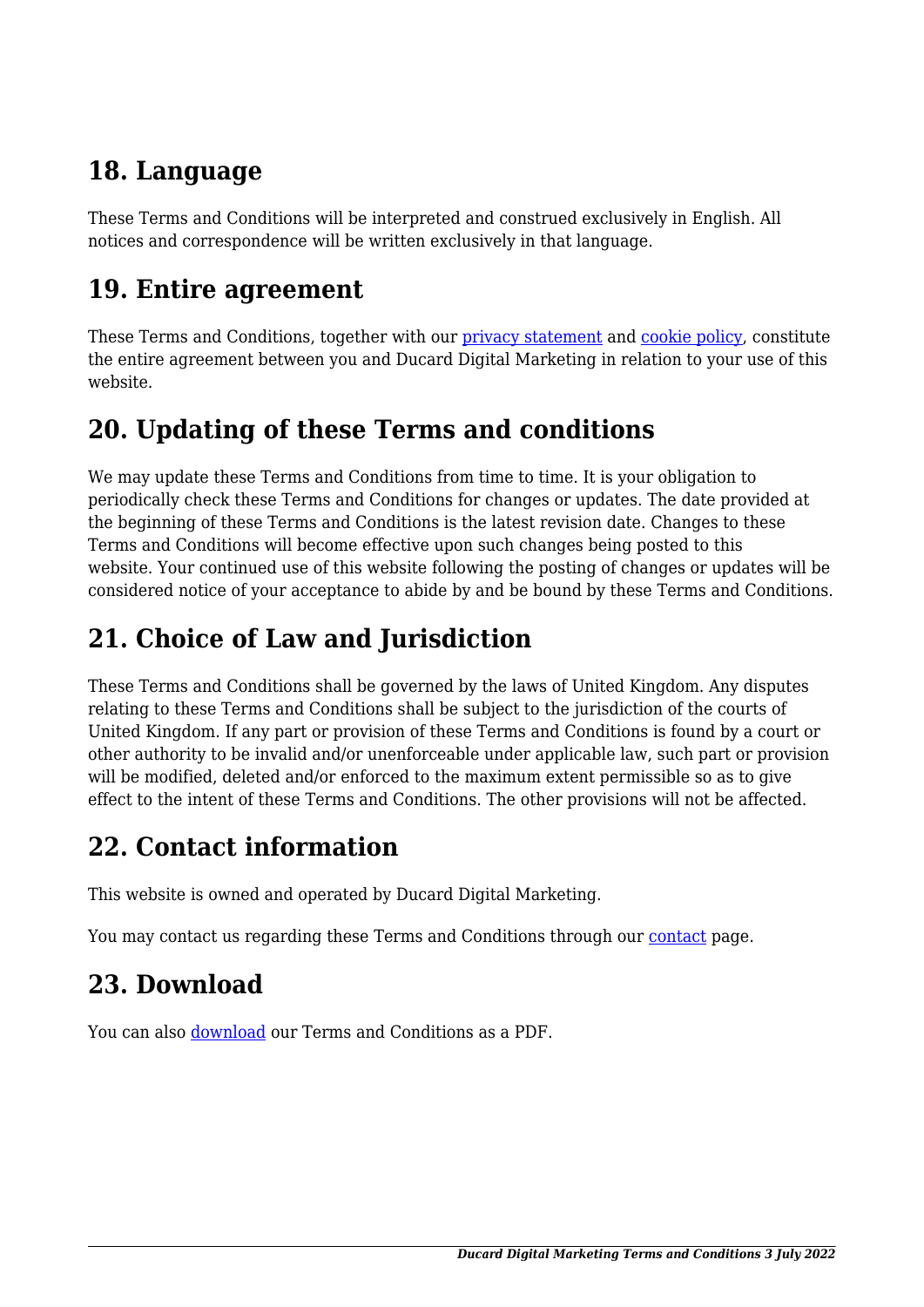## 18. Language

These Terms and Conditions will be interpreted and construed exclusively in English. All notices and correspondence will be written exclusively in that language.

## 19. Entire agreement

These Terms and Conditions, together with our privacy statement and cookie policy, constitute the entire agreement between you and Ducard Digital Marketing in relation to your use of this website.

## 20. Updating of these Terms and conditions

We may update these Terms and Conditions from time to time. It is your obligation to periodically check these Terms and Conditions for changes or updates. The date provided at the beginning of these Terms and Conditions is the latest revision date. Changes to these Terms and Conditions will become effective upon such changes being posted to this website. Your continued use of this website following the posting of changes or updates will be considered notice of your acceptance to abide by and be bound by these Terms and Conditions.

## 21. Choice of Law and Jurisdiction

These Terms and Conditions shall be governed by the laws of United Kingdom. Any disputes relating to these Terms and Conditions shall be subject to the jurisdiction of the courts of United Kingdom. If any part or provision of these Terms and Conditions is found by a court or other authority to be invalid and/or unenforceable under applicable law, such part or provision will be modified, deleted and/or enforced to the maximum extent permissible so as to give effect to the intent of these Terms and Conditions. The other provisions will not be affected.

## 22. Contact information

This website is owned and operated by Ducard Digital Marketing.

You may contact us regarding these Terms and Conditions through our contact page.

## 23. Download

You can also download our Terms and Conditions as a PDF.